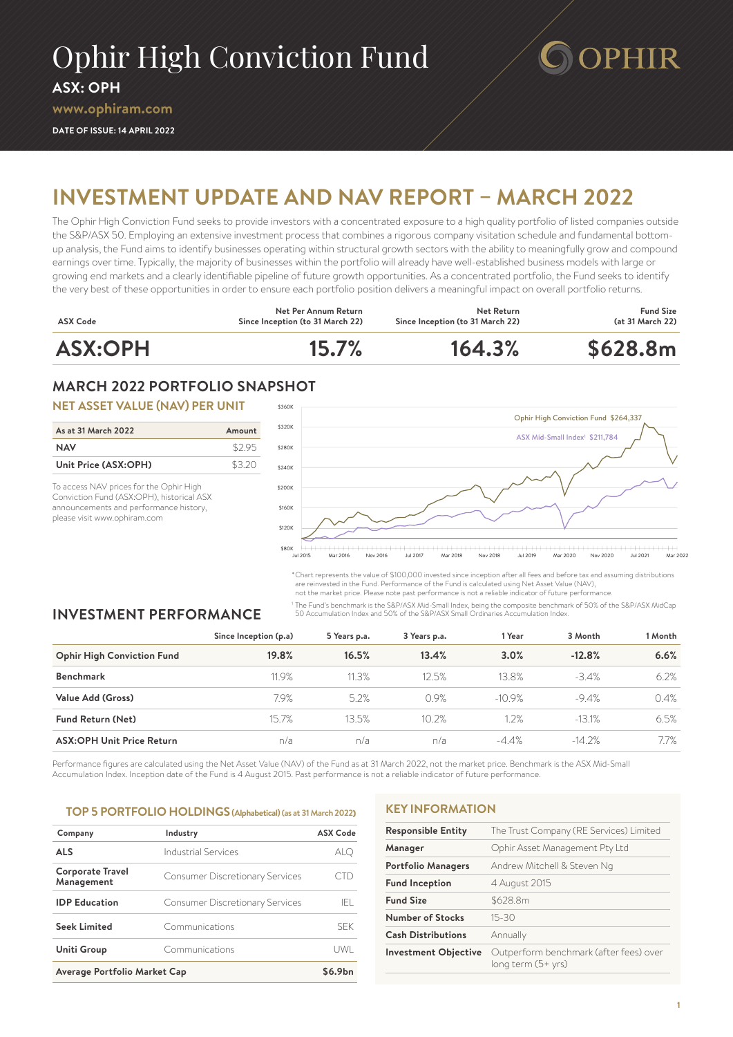# Ophir High Conviction Fund

**ASX: OPH**

**www.ophiram.com**

**DATE OF ISSUE: 14 APRIL 2022**

## INVESTMENT UPDATE AND NAV REPORT – MARCH 2022

The Ophir High Conviction Fund seeks to provide investors with a concentrated exposure to a high quality portfolio of listed companies outside the S&P/ASX 50. Employing an extensive investment process that combines a rigorous company visitation schedule and fundamental bottom-up analysis, the Fund aims to identify businesses operating within structural growth sectors with the ability to meaningfully grow and compound earnings over time. Typically, the majority of businesses within the portfolio will already have well-established business models with large or growing end markets and a clearly identifiable pipeline of future growth opportunities. As a concentrated portfolio, the Fund seeks to identify the very best of these opportunities in order to ensure each portfolio position delivers a meaningful impact on overall portfolio returns.

| ASX Code | Net Per Annum Return Since Inception (to 31 March 22) | Net Return Since Inception (to 31 March 22) | Fund Size (at 31 March 22) |
|---|---|---|---|
| **ASX:OPH** | **15.7%** | **164.3%** | **$628.8m** |

## MARCH 2022 PORTFOLIO SNAPSHOT

### NET ASSET VALUE (NAV) PER UNIT

| As at 31 March 2022 | Amount |
|---|---|
| **NAV** | $2.95 |
| **Unit Price (ASX:OPH)** | $3.20 |

To access NAV prices for the Ophir High Conviction Fund (ASX:OPH), historical ASX announcements and performance history, please visit www.ophiram.com

Ophir High Conviction Fund $264,337

ASX Mid-Small Index[1] $211,784

*Chart represents the value of $100,000 invested since inception after all fees and before tax and assuming distributions are reinvested in the Fund. Performance of the Fund is calculated using Net Asset Value (NAV), not the market price. Please note past performance is not a reliable indicator of future performance.

[1] The Fund's benchmark is the S&P/ASX Mid-Small Index, being the composite benchmark of 50% of the S&P/ASX MidCap 50 Accumulation Index and 50% of the S&P/ASX Small Ordinaries Accumulation Index.

## INVESTMENT PERFORMANCE

| | Since Inception (p.a) | 5 Years p.a. | 3 Years p.a. | 1 Year | 3 Month | 1 Month |
|---|---|---|---|---|---|---|
| **Ophir High Conviction Fund** | **19.8%** | **16.5%** | **13.4%** | **3.0%** | **-12.8%** | **6.6%** |
| **Benchmark** | 11.9% | 11.3% | 12.5% | 13.8% | -3.4% | 6.2% |
| **Value Add (Gross)** | 7.9% | 5.2% | 0.9% | -10.9% | -9.4% | 0.4% |
| **Fund Return (Net)** | 15.7% | 13.5% | 10.2% | 1.2% | -13.1% | 6.5% |
| **ASX:OPH Unit Price Return** | n/a | n/a | n/a | -4.4% | -14.2% | 7.7% |

Performance figures are calculated using the Net Asset Value (NAV) of the Fund as at 31 March 2022, not the market price. Benchmark is the ASX Mid-Small Accumulation Index. Inception date of the Fund is 4 August 2015. Past performance is not a reliable indicator of future performance.

### TOP 5 PORTFOLIO HOLDINGS (Alphabetical) (as at 31 March 2022)

| Company | Industry | ASX Code |
|---|---|---|
| **ALS** | Industrial Services | ALQ |
| **Corporate Travel Management** | Consumer Discretionary Services | CTD |
| **IDP Education** | Consumer Discretionary Services | IEL |
| **Seek Limited** | Communications | SEK |
| **Uniti Group** | Communications | UWL |
| **Average Portfolio Market Cap** | | **$6.9bn** |

### KEY INFORMATION

| | |
|---|---|
| **Responsible Entity** | The Trust Company (RE Services) Limited |
| **Manager** | Ophir Asset Management Pty Ltd |
| **Portfolio Managers** | Andrew Mitchell & Steven Ng |
| **Fund Inception** | 4 August 2015 |
| **Fund Size** | $628.8m |
| **Number of Stocks** | 15-30 |
| **Cash Distributions** | Annually |
| **Investment Objective** | Outperform benchmark (after fees) over long term (5+ yrs) |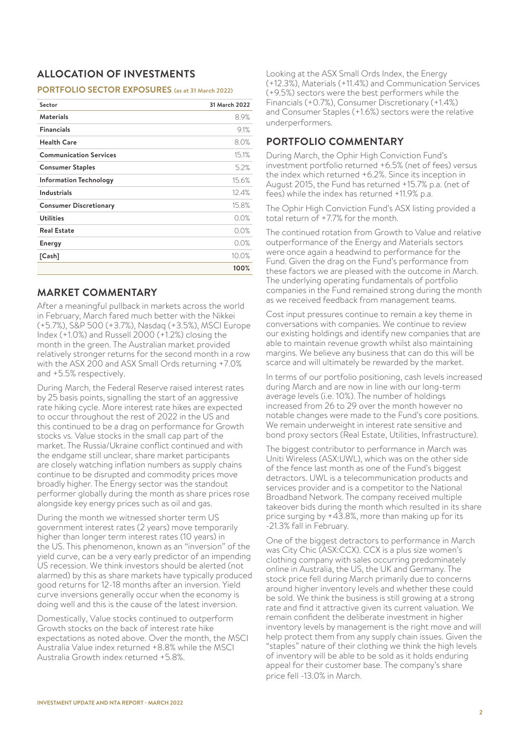## ALLOCATION OF INVESTMENTS

### PORTFOLIO SECTOR EXPOSURES (as at 31 March 2022)

| Sector | 31 March 2022 |
|---|---|
| **Materials** | 8.9% |
| **Financials** | 9.1% |
| **Health Care** | 8.0% |
| **Communication Services** | 15.1% |
| **Consumer Staples** | 5.2% |
| **Information Technology** | 15.6% |
| **Industrials** | 12.4% |
| **Consumer Discretionary** | 15.8% |
| **Utilities** | 0.0% |
| **Real Estate** | 0.0% |
| **Energy** | 0.0% |
| **[Cash]** | 10.0% |
| | **100%** |

## MARKET COMMENTARY

After a meaningful pullback in markets across the world in February, March fared much better with the Nikkei (+5.7%), S&P 500 (+3.7%), Nasdaq (+3.5%), MSCI Europe Index (+1.0%) and Russell 2000 (+1.2%) closing the month in the green. The Australian market provided relatively stronger returns for the second month in a row with the ASX 200 and ASX Small Ords returning +7.0% and +5.5% respectively.

During March, the Federal Reserve raised interest rates by 25 basis points, signalling the start of an aggressive rate hiking cycle. More interest rate hikes are expected to occur throughout the rest of 2022 in the US and this continued to be a drag on performance for Growth stocks vs. Value stocks in the small cap part of the market. The Russia/Ukraine conflict continued and with the endgame still unclear, share market participants are closely watching inflation numbers as supply chains continue to be disrupted and commodity prices move broadly higher. The Energy sector was the standout performer globally during the month as share prices rose alongside key energy prices such as oil and gas.

During the month we witnessed shorter term US government interest rates (2 years) move temporarily higher than longer term interest rates (10 years) in the US. This phenomenon, known as an "inversion" of the yield curve, can be a very early predictor of an impending US recession. We think investors should be alerted (not alarmed) by this as share markets have typically produced good returns for 12-18 months after an inversion. Yield curve inversions generally occur when the economy is doing well and this is the cause of the latest inversion.

Domestically, Value stocks continued to outperform Growth stocks on the back of interest rate hike expectations as noted above. Over the month, the MSCI Australia Value index returned +8.8% while the MSCI Australia Growth index returned +5.8%.

Looking at the ASX Small Ords Index, the Energy (+12.3%), Materials (+11.4%) and Communication Services (+9.5%) sectors were the best performers while the Financials (+0.7%), Consumer Discretionary (+1.4%) and Consumer Staples (+1.6%) sectors were the relative underperformers.

## PORTFOLIO COMMENTARY

During March, the Ophir High Conviction Fund's investment portfolio returned +6.5% (net of fees) versus the index which returned +6.2%. Since its inception in August 2015, the Fund has returned +15.7% p.a. (net of fees) while the index has returned +11.9% p.a.

The Ophir High Conviction Fund's ASX listing provided a total return of +7.7% for the month.

The continued rotation from Growth to Value and relative outperformance of the Energy and Materials sectors were once again a headwind to performance for the Fund. Given the drag on the Fund's performance from these factors we are pleased with the outcome in March. The underlying operating fundamentals of portfolio companies in the Fund remained strong during the month as we received feedback from management teams.

Cost input pressures continue to remain a key theme in conversations with companies. We continue to review our existing holdings and identify new companies that are able to maintain revenue growth whilst also maintaining margins. We believe any business that can do this will be scarce and will ultimately be rewarded by the market.

In terms of our portfolio positioning, cash levels increased during March and are now in line with our long-term average levels (i.e. 10%). The number of holdings increased from 26 to 29 over the month however no notable changes were made to the Fund's core positions. We remain underweight in interest rate sensitive and bond proxy sectors (Real Estate, Utilities, Infrastructure).

The biggest contributor to performance in March was Uniti Wireless (ASX:UWL), which was on the other side of the fence last month as one of the Fund's biggest detractors. UWL is a telecommunication products and services provider and is a competitor to the National Broadband Network. The company received multiple takeover bids during the month which resulted in its share price surging by +43.8%, more than making up for its -21.3% fall in February.

One of the biggest detractors to performance in March was City Chic (ASX:CCX). CCX is a plus size women's clothing company with sales occurring predominately online in Australia, the US, the UK and Germany. The stock price fell during March primarily due to concerns around higher inventory levels and whether these could be sold. We think the business is still growing at a strong rate and find it attractive given its current valuation. We remain confident the deliberate investment in higher inventory levels by management is the right move and will help protect them from any supply chain issues. Given the "staples" nature of their clothing we think the high levels of inventory will be able to be sold as it holds enduring appeal for their customer base. The company's share price fell -13.0% in March.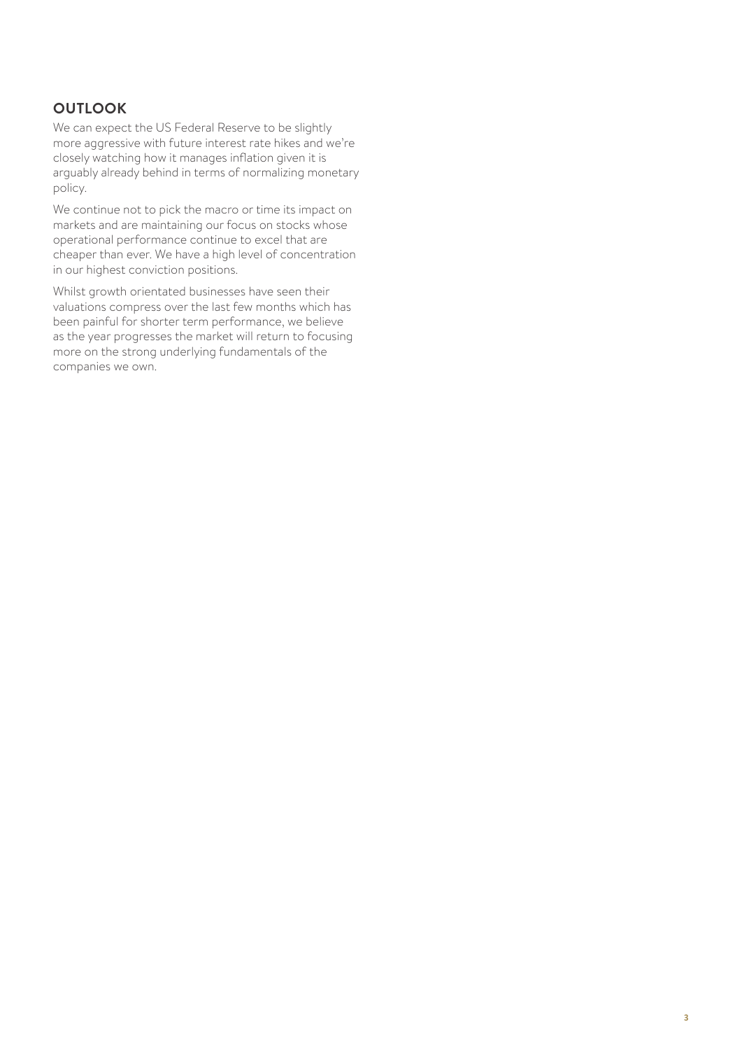## OUTLOOK

We can expect the US Federal Reserve to be slightly more aggressive with future interest rate hikes and we're closely watching how it manages inflation given it is arguably already behind in terms of normalizing monetary policy.

We continue not to pick the macro or time its impact on markets and are maintaining our focus on stocks whose operational performance continue to excel that are cheaper than ever. We have a high level of concentration in our highest conviction positions.

Whilst growth orientated businesses have seen their valuations compress over the last few months which has been painful for shorter term performance, we believe as the year progresses the market will return to focusing more on the strong underlying fundamentals of the companies we own.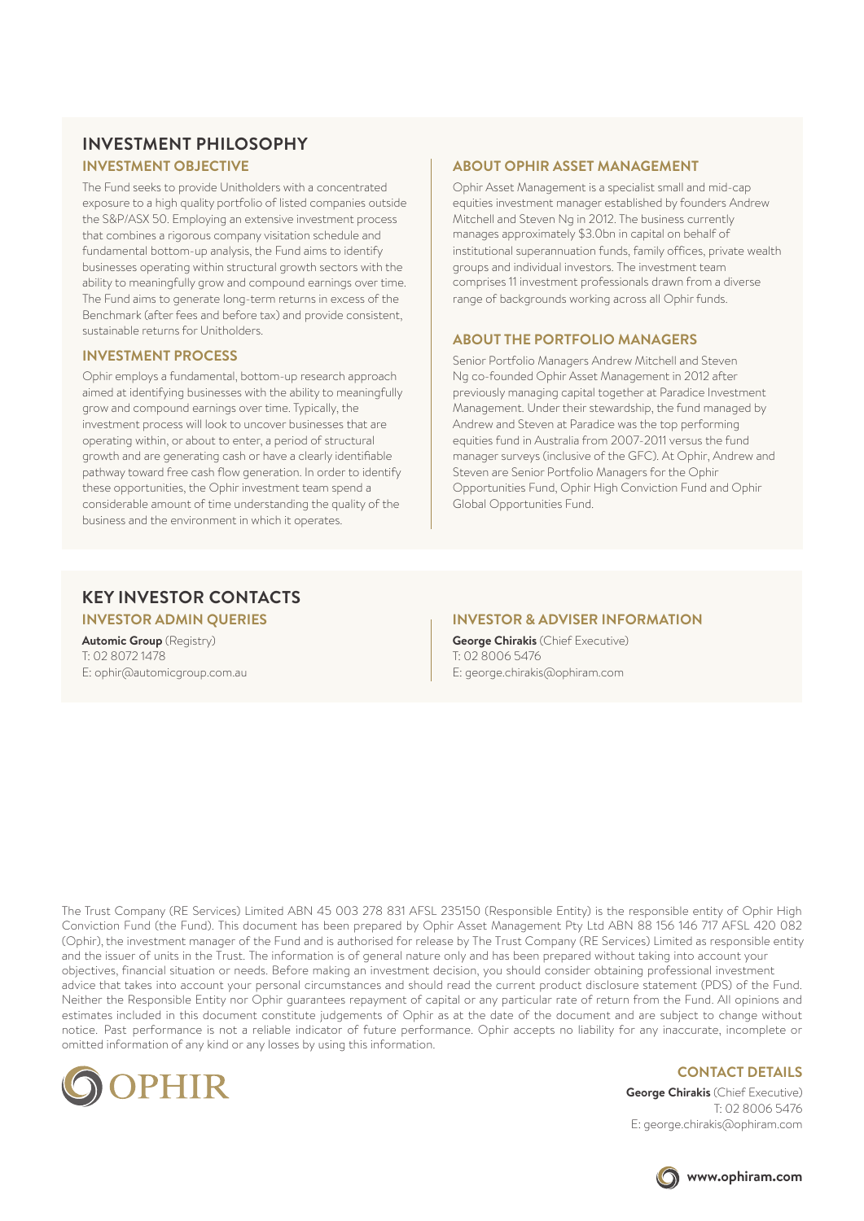## INVESTMENT PHILOSOPHY

### INVESTMENT OBJECTIVE

The Fund seeks to provide Unitholders with a concentrated exposure to a high quality portfolio of listed companies outside the S&P/ASX 50. Employing an extensive investment process that combines a rigorous company visitation schedule and fundamental bottom-up analysis, the Fund aims to identify businesses operating within structural growth sectors with the ability to meaningfully grow and compound earnings over time. The Fund aims to generate long-term returns in excess of the Benchmark (after fees and before tax) and provide consistent, sustainable returns for Unitholders.

### INVESTMENT PROCESS

Ophir employs a fundamental, bottom-up research approach aimed at identifying businesses with the ability to meaningfully grow and compound earnings over time. Typically, the investment process will look to uncover businesses that are operating within, or about to enter, a period of structural growth and are generating cash or have a clearly identifiable pathway toward free cash flow generation. In order to identify these opportunities, the Ophir investment team spend a considerable amount of time understanding the quality of the business and the environment in which it operates.

### ABOUT OPHIR ASSET MANAGEMENT

Ophir Asset Management is a specialist small and mid-cap equities investment manager established by founders Andrew Mitchell and Steven Ng in 2012. The business currently manages approximately $3.0bn in capital on behalf of institutional superannuation funds, family offices, private wealth groups and individual investors. The investment team comprises 11 investment professionals drawn from a diverse range of backgrounds working across all Ophir funds.

### ABOUT THE PORTFOLIO MANAGERS

Senior Portfolio Managers Andrew Mitchell and Steven Ng co-founded Ophir Asset Management in 2012 after previously managing capital together at Paradice Investment Management. Under their stewardship, the fund managed by Andrew and Steven at Paradice was the top performing equities fund in Australia from 2007-2011 versus the fund manager surveys (inclusive of the GFC). At Ophir, Andrew and Steven are Senior Portfolio Managers for the Ophir Opportunities Fund, Ophir High Conviction Fund and Ophir Global Opportunities Fund.

## KEY INVESTOR CONTACTS

### INVESTOR ADMIN QUERIES

**Automic Group** (Registry)
T: 02 8072 1478
E: ophir@automicgroup.com.au

### INVESTOR & ADVISER INFORMATION

**George Chirakis** (Chief Executive)
T: 02 8006 5476
E: george.chirakis@ophiram.com

The Trust Company (RE Services) Limited ABN 45 003 278 831 AFSL 235150 (Responsible Entity) is the responsible entity of Ophir High Conviction Fund (the Fund). This document has been prepared by Ophir Asset Management Pty Ltd ABN 88 156 146 717 AFSL 420 082 (Ophir), the investment manager of the Fund and is authorised for release by The Trust Company (RE Services) Limited as responsible entity and the issuer of units in the Trust. The information is of general nature only and has been prepared without taking into account your objectives, financial situation or needs. Before making an investment decision, you should consider obtaining professional investment advice that takes into account your personal circumstances and should read the current product disclosure statement (PDS) of the Fund. Neither the Responsible Entity nor Ophir guarantees repayment of capital or any particular rate of return from the Fund. All opinions and estimates included in this document constitute judgements of Ophir as at the date of the document and are subject to change without notice. Past performance is not a reliable indicator of future performance. Ophir accepts no liability for any inaccurate, incomplete or omitted information of any kind or any losses by using this information.

OPHIR

### CONTACT DETAILS

**George Chirakis** (Chief Executive)
T: 02 8006 5476
E: george.chirakis@ophiram.com

**www.ophiram.com**